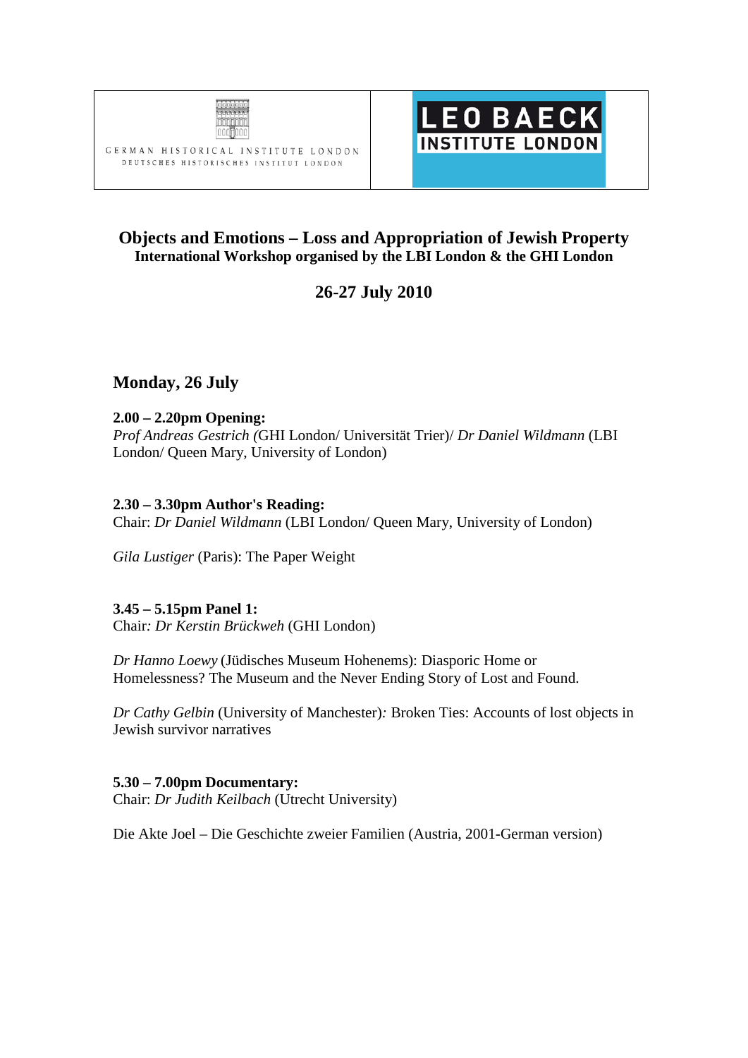GERMAN HISTORICAL INSTITUTE LONDON
DEUTSCHES HISTORISCHES INSTITUT LONDON

LEO BAECK
INSTITUTE LONDON

# Objects and Emotions – Loss and Appropriation of Jewish Property

**International Workshop organised by the LBI London & the GHI London**

## 26-27 July 2010

## Monday, 26 July

**2.00 – 2.20pm Opening:**
*Prof Andreas Gestrich (*GHI London/ Universität Trier)/ *Dr Daniel Wildmann* (LBI London/ Queen Mary, University of London)

**2.30 – 3.30pm Author's Reading:**
Chair: *Dr Daniel Wildmann* (LBI London/ Queen Mary, University of London)

*Gila Lustiger* (Paris): The Paper Weight

**3.45 – 5.15pm Panel 1:**
Chair*: Dr Kerstin Brückweh* (GHI London)

*Dr Hanno Loewy* (Jüdisches Museum Hohenems): Diasporic Home or Homelessness? The Museum and the Never Ending Story of Lost and Found.

*Dr Cathy Gelbin* (University of Manchester)*:* Broken Ties: Accounts of lost objects in Jewish survivor narratives

**5.30 – 7.00pm Documentary:**
Chair: *Dr Judith Keilbach* (Utrecht University)

Die Akte Joel – Die Geschichte zweier Familien (Austria, 2001-German version)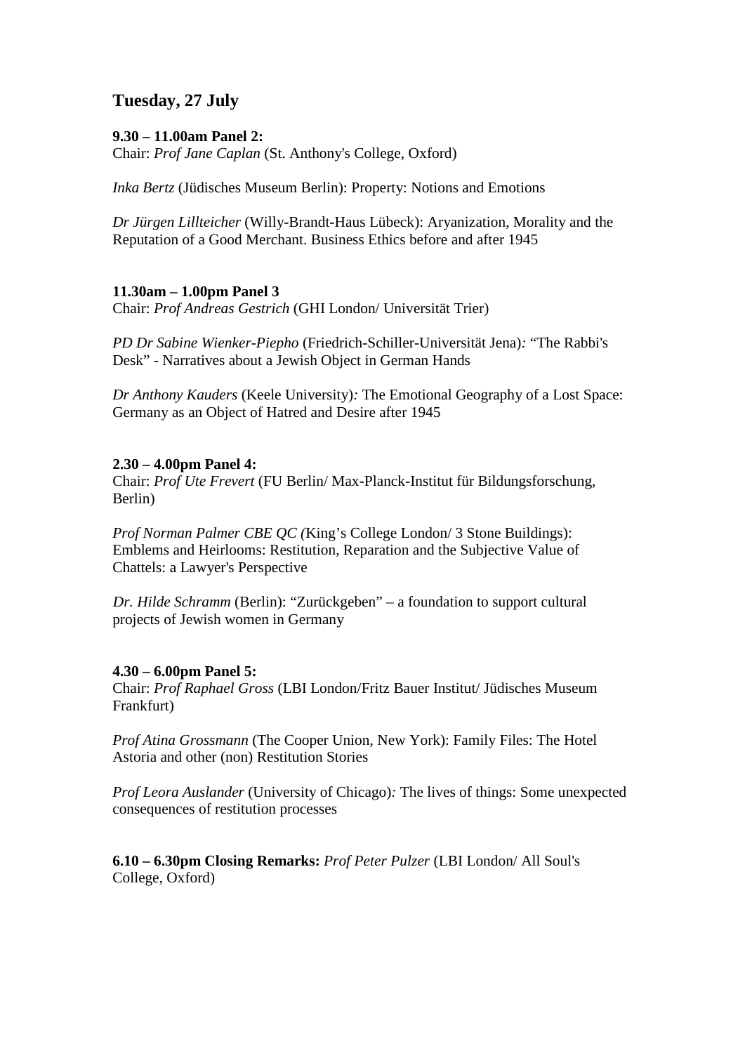## Tuesday, 27 July

**9.30 – 11.00am Panel 2:**
Chair: *Prof Jane Caplan* (St. Anthony's College, Oxford)

*Inka Bertz* (Jüdisches Museum Berlin): Property: Notions and Emotions

*Dr Jürgen Lillteicher* (Willy-Brandt-Haus Lübeck): Aryanization, Morality and the Reputation of a Good Merchant. Business Ethics before and after 1945

**11.30am – 1.00pm Panel 3**
Chair: *Prof Andreas Gestrich* (GHI London/ Universität Trier)

*PD Dr Sabine Wienker-Piepho* (Friedrich-Schiller-Universität Jena): “The Rabbi's Desk” - Narratives about a Jewish Object in German Hands

*Dr Anthony Kauders* (Keele University): The Emotional Geography of a Lost Space: Germany as an Object of Hatred and Desire after 1945

**2.30 – 4.00pm Panel 4:**
Chair: *Prof Ute Frevert* (FU Berlin/ Max-Planck-Institut für Bildungsforschung, Berlin)

*Prof Norman Palmer CBE QC (*King’s College London/ 3 Stone Buildings): Emblems and Heirlooms: Restitution, Reparation and the Subjective Value of Chattels: a Lawyer's Perspective

*Dr. Hilde Schramm* (Berlin): “Zurückgeben” – a foundation to support cultural projects of Jewish women in Germany

**4.30 – 6.00pm Panel 5:**
Chair: *Prof Raphael Gross* (LBI London/Fritz Bauer Institut/ Jüdisches Museum Frankfurt)

*Prof Atina Grossmann* (The Cooper Union, New York): Family Files: The Hotel Astoria and other (non) Restitution Stories

*Prof Leora Auslander* (University of Chicago): The lives of things: Some unexpected consequences of restitution processes

**6.10 – 6.30pm Closing Remarks:** *Prof Peter Pulzer* (LBI London/ All Soul's College, Oxford)